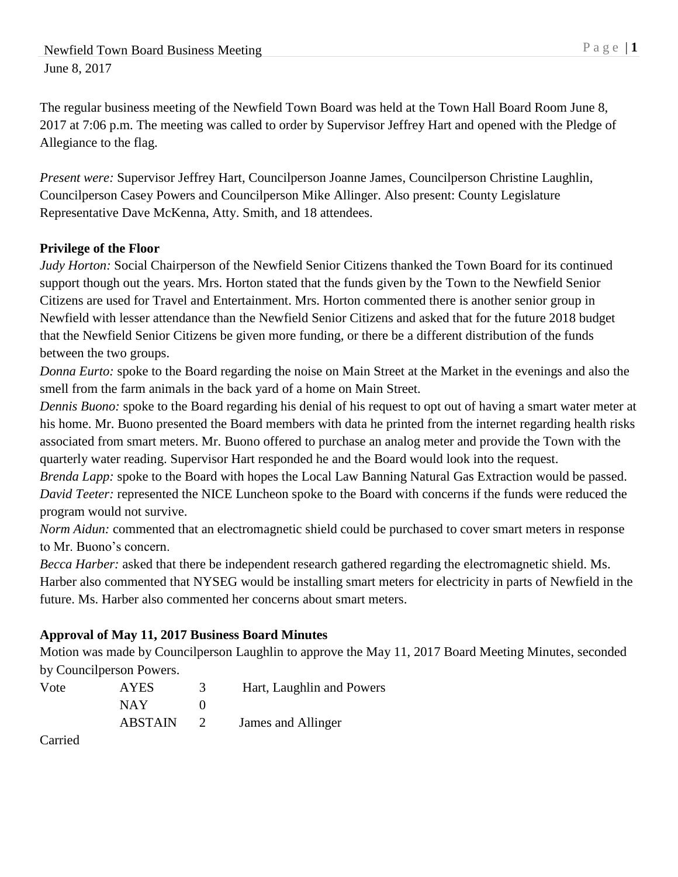Newfield Town Board Business Meeting
June 8, 2017

The regular business meeting of the Newfield Town Board was held at the Town Hall Board Room June 8, 2017 at 7:06 p.m. The meeting was called to order by Supervisor Jeffrey Hart and opened with the Pledge of Allegiance to the flag.

*Present were:* Supervisor Jeffrey Hart, Councilperson Joanne James, Councilperson Christine Laughlin, Councilperson Casey Powers and Councilperson Mike Allinger. Also present: County Legislature Representative Dave McKenna, Atty. Smith, and 18 attendees.

**Privilege of the Floor**

*Judy Horton:* Social Chairperson of the Newfield Senior Citizens thanked the Town Board for its continued support though out the years. Mrs. Horton stated that the funds given by the Town to the Newfield Senior Citizens are used for Travel and Entertainment. Mrs. Horton commented there is another senior group in Newfield with lesser attendance than the Newfield Senior Citizens and asked that for the future 2018 budget that the Newfield Senior Citizens be given more funding, or there be a different distribution of the funds between the two groups.

*Donna Eurto:* spoke to the Board regarding the noise on Main Street at the Market in the evenings and also the smell from the farm animals in the back yard of a home on Main Street.

*Dennis Buono:* spoke to the Board regarding his denial of his request to opt out of having a smart water meter at his home. Mr. Buono presented the Board members with data he printed from the internet regarding health risks associated from smart meters. Mr. Buono offered to purchase an analog meter and provide the Town with the quarterly water reading. Supervisor Hart responded he and the Board would look into the request.

*Brenda Lapp:* spoke to the Board with hopes the Local Law Banning Natural Gas Extraction would be passed.

*David Teeter:* represented the NICE Luncheon spoke to the Board with concerns if the funds were reduced the program would not survive.

*Norm Aidun:* commented that an electromagnetic shield could be purchased to cover smart meters in response to Mr. Buono's concern.

*Becca Harber:* asked that there be independent research gathered regarding the electromagnetic shield. Ms. Harber also commented that NYSEG would be installing smart meters for electricity in parts of Newfield in the future. Ms. Harber also commented her concerns about smart meters.

**Approval of May 11, 2017 Business Board Minutes**

Motion was made by Councilperson Laughlin to approve the May 11, 2017 Board Meeting Minutes, seconded by Councilperson Powers.

| Vote | AYES | 3 | Hart, Laughlin and Powers |
|---|---|---|---|
| | NAY | 0 | |
| | ABSTAIN | 2 | James and Allinger |

Carried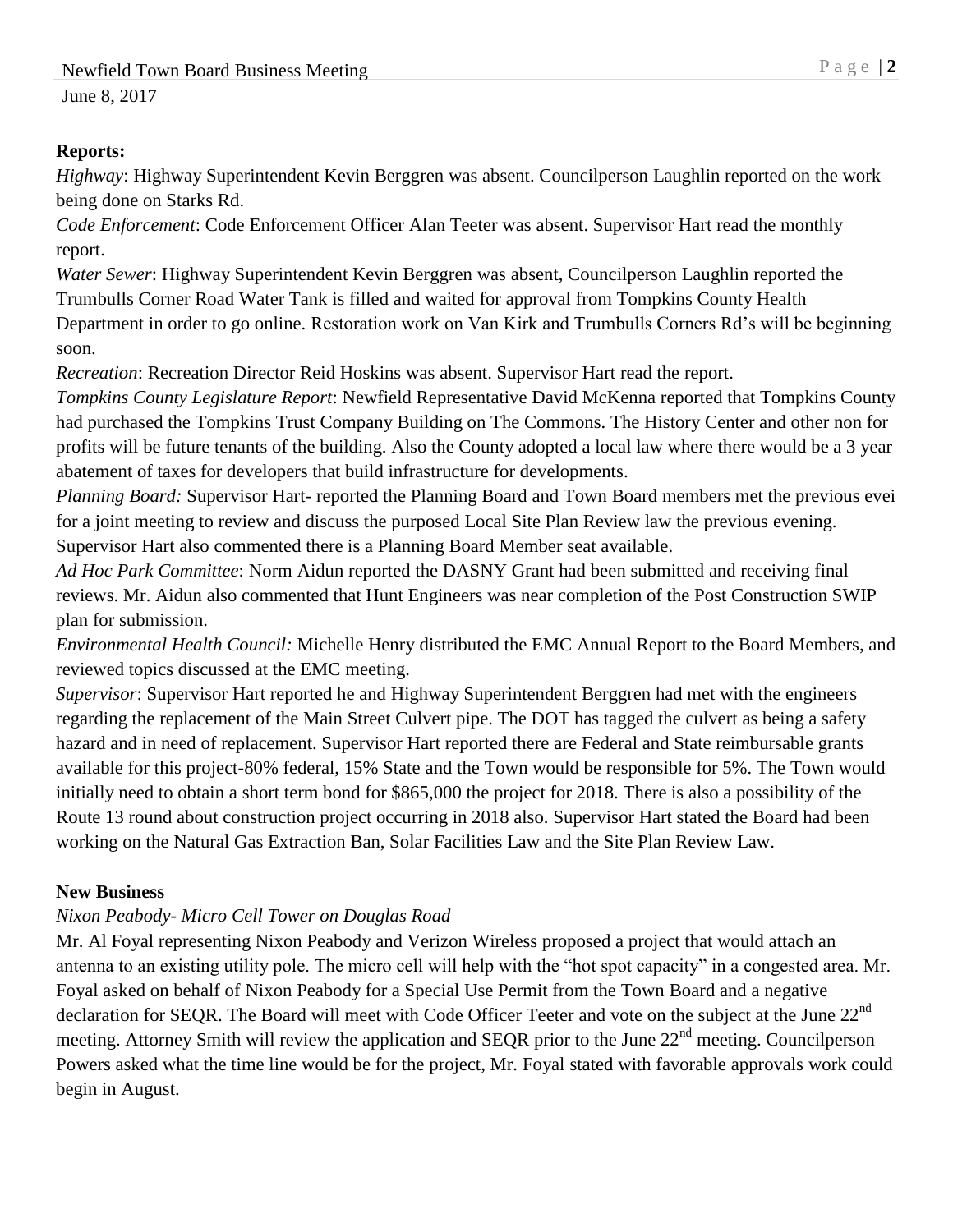**Reports:**

*Highway*: Highway Superintendent Kevin Berggren was absent. Councilperson Laughlin reported on the work being done on Starks Rd.

*Code Enforcement*: Code Enforcement Officer Alan Teeter was absent. Supervisor Hart read the monthly report.

*Water Sewer*: Highway Superintendent Kevin Berggren was absent, Councilperson Laughlin reported the Trumbulls Corner Road Water Tank is filled and waited for approval from Tompkins County Health Department in order to go online. Restoration work on Van Kirk and Trumbulls Corners Rd's will be beginning soon.

*Recreation*: Recreation Director Reid Hoskins was absent. Supervisor Hart read the report.

*Tompkins County Legislature Report*: Newfield Representative David McKenna reported that Tompkins County had purchased the Tompkins Trust Company Building on The Commons. The History Center and other non for profits will be future tenants of the building. Also the County adopted a local law where there would be a 3 year abatement of taxes for developers that build infrastructure for developments.

*Planning Board:* Supervisor Hart- reported the Planning Board and Town Board members met the previous evei for a joint meeting to review and discuss the purposed Local Site Plan Review law the previous evening. Supervisor Hart also commented there is a Planning Board Member seat available.

*Ad Hoc Park Committee*: Norm Aidun reported the DASNY Grant had been submitted and receiving final reviews. Mr. Aidun also commented that Hunt Engineers was near completion of the Post Construction SWIP plan for submission.

*Environmental Health Council:* Michelle Henry distributed the EMC Annual Report to the Board Members, and reviewed topics discussed at the EMC meeting.

*Supervisor*: Supervisor Hart reported he and Highway Superintendent Berggren had met with the engineers regarding the replacement of the Main Street Culvert pipe. The DOT has tagged the culvert as being a safety hazard and in need of replacement. Supervisor Hart reported there are Federal and State reimbursable grants available for this project-80% federal, 15% State and the Town would be responsible for 5%. The Town would initially need to obtain a short term bond for $865,000 the project for 2018. There is also a possibility of the Route 13 round about construction project occurring in 2018 also. Supervisor Hart stated the Board had been working on the Natural Gas Extraction Ban, Solar Facilities Law and the Site Plan Review Law.

**New Business**

*Nixon Peabody- Micro Cell Tower on Douglas Road*

Mr. Al Foyal representing Nixon Peabody and Verizon Wireless proposed a project that would attach an antenna to an existing utility pole. The micro cell will help with the "hot spot capacity" in a congested area. Mr. Foyal asked on behalf of Nixon Peabody for a Special Use Permit from the Town Board and a negative declaration for SEQR. The Board will meet with Code Officer Teeter and vote on the subject at the June 22nd meeting. Attorney Smith will review the application and SEQR prior to the June 22nd meeting. Councilperson Powers asked what the time line would be for the project, Mr. Foyal stated with favorable approvals work could begin in August.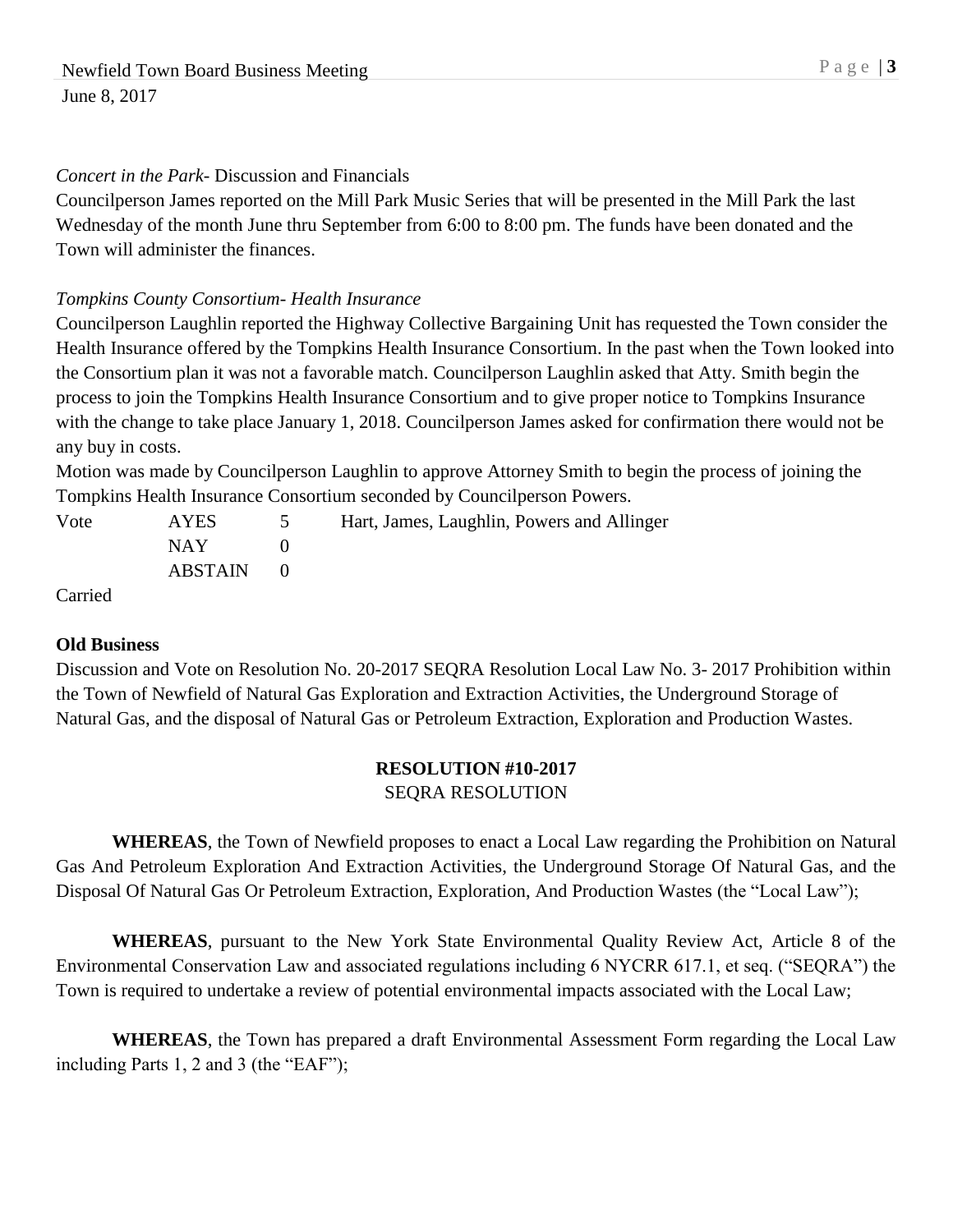*Concert in the Park*- Discussion and Financials

Councilperson James reported on the Mill Park Music Series that will be presented in the Mill Park the last Wednesday of the month June thru September from 6:00 to 8:00 pm. The funds have been donated and the Town will administer the finances.

*Tompkins County Consortium- Health Insurance*

Councilperson Laughlin reported the Highway Collective Bargaining Unit has requested the Town consider the Health Insurance offered by the Tompkins Health Insurance Consortium. In the past when the Town looked into the Consortium plan it was not a favorable match. Councilperson Laughlin asked that Atty. Smith begin the process to join the Tompkins Health Insurance Consortium and to give proper notice to Tompkins Insurance with the change to take place January 1, 2018. Councilperson James asked for confirmation there would not be any buy in costs.

Motion was made by Councilperson Laughlin to approve Attorney Smith to begin the process of joining the Tompkins Health Insurance Consortium seconded by Councilperson Powers.

| Vote | AYES | 5 | Hart, James, Laughlin, Powers and Allinger |
|---|---|---|---|
| | NAY | 0 | |
| | ABSTAIN | 0 | |

Carried

**Old Business**

Discussion and Vote on Resolution No. 20-2017 SEQRA Resolution Local Law No. 3- 2017 Prohibition within the Town of Newfield of Natural Gas Exploration and Extraction Activities, the Underground Storage of Natural Gas, and the disposal of Natural Gas or Petroleum Extraction, Exploration and Production Wastes.

**RESOLUTION #10-2017**

SEQRA RESOLUTION

**WHEREAS**, the Town of Newfield proposes to enact a Local Law regarding the Prohibition on Natural Gas And Petroleum Exploration And Extraction Activities, the Underground Storage Of Natural Gas, and the Disposal Of Natural Gas Or Petroleum Extraction, Exploration, And Production Wastes (the "Local Law");

**WHEREAS**, pursuant to the New York State Environmental Quality Review Act, Article 8 of the Environmental Conservation Law and associated regulations including 6 NYCRR 617.1, et seq. ("SEQRA") the Town is required to undertake a review of potential environmental impacts associated with the Local Law;

**WHEREAS**, the Town has prepared a draft Environmental Assessment Form regarding the Local Law including Parts 1, 2 and 3 (the "EAF");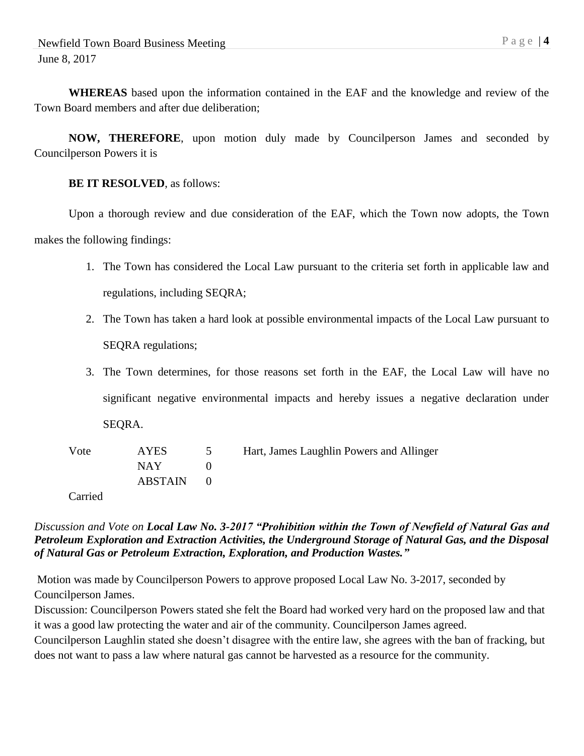**WHEREAS** based upon the information contained in the EAF and the knowledge and review of the Town Board members and after due deliberation;

**NOW, THEREFORE**, upon motion duly made by Councilperson James and seconded by Councilperson Powers it is

**BE IT RESOLVED**, as follows:

Upon a thorough review and due consideration of the EAF, which the Town now adopts, the Town makes the following findings:

1. The Town has considered the Local Law pursuant to the criteria set forth in applicable law and regulations, including SEQRA;
2. The Town has taken a hard look at possible environmental impacts of the Local Law pursuant to SEQRA regulations;
3. The Town determines, for those reasons set forth in the EAF, the Local Law will have no significant negative environmental impacts and hereby issues a negative declaration under SEQRA.

| Vote | AYES | 5 | Hart, James Laughlin Powers and Allinger |
|---|---|---|---|
| | NAY | 0 | |
| | ABSTAIN | 0 | |

Carried

*Discussion and Vote on **Local Law No. 3-2017 "Prohibition within the Town of Newfield of Natural Gas and Petroleum Exploration and Extraction Activities, the Underground Storage of Natural Gas, and the Disposal of Natural Gas or Petroleum Extraction, Exploration, and Production Wastes."***

Motion was made by Councilperson Powers to approve proposed Local Law No. 3-2017, seconded by Councilperson James.

Discussion: Councilperson Powers stated she felt the Board had worked very hard on the proposed law and that it was a good law protecting the water and air of the community. Councilperson James agreed.

Councilperson Laughlin stated she doesn't disagree with the entire law, she agrees with the ban of fracking, but does not want to pass a law where natural gas cannot be harvested as a resource for the community.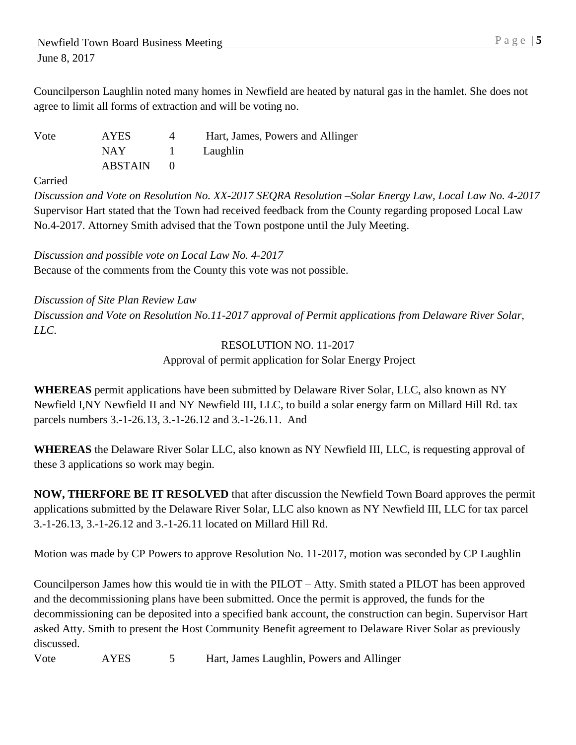Councilperson Laughlin noted many homes in Newfield are heated by natural gas in the hamlet. She does not agree to limit all forms of extraction and will be voting no.

| Vote | AYES | 4 | Hart, James, Powers and Allinger |
|---|---|---|---|
| | NAY | 1 | Laughlin |
| | ABSTAIN | 0 | |

Carried

*Discussion and Vote on Resolution No. XX-2017 SEQRA Resolution –Solar Energy Law, Local Law No. 4-2017*
Supervisor Hart stated that the Town had received feedback from the County regarding proposed Local Law No.4-2017. Attorney Smith advised that the Town postpone until the July Meeting.

*Discussion and possible vote on Local Law No. 4-2017*
Because of the comments from the County this vote was not possible.

*Discussion of Site Plan Review Law*
*Discussion and Vote on Resolution No.11-2017 approval of Permit applications from Delaware River Solar, LLC.*

RESOLUTION NO. 11-2017
Approval of permit application for Solar Energy Project

**WHEREAS** permit applications have been submitted by Delaware River Solar, LLC, also known as NY Newfield I,NY Newfield II and NY Newfield III, LLC, to build a solar energy farm on Millard Hill Rd. tax parcels numbers 3.-1-26.13, 3.-1-26.12 and 3.-1-26.11. And

**WHEREAS** the Delaware River Solar LLC, also known as NY Newfield III, LLC, is requesting approval of these 3 applications so work may begin.

**NOW, THERFORE BE IT RESOLVED** that after discussion the Newfield Town Board approves the permit applications submitted by the Delaware River Solar, LLC also known as NY Newfield III, LLC for tax parcel 3.-1-26.13, 3.-1-26.12 and 3.-1-26.11 located on Millard Hill Rd.

Motion was made by CP Powers to approve Resolution No. 11-2017, motion was seconded by CP Laughlin

Councilperson James how this would tie in with the PILOT – Atty. Smith stated a PILOT has been approved and the decommissioning plans have been submitted. Once the permit is approved, the funds for the decommissioning can be deposited into a specified bank account, the construction can begin. Supervisor Hart asked Atty. Smith to present the Host Community Benefit agreement to Delaware River Solar as previously discussed.

| Vote | AYES | 5 | Hart, James Laughlin, Powers and Allinger |
|---|---|---|---|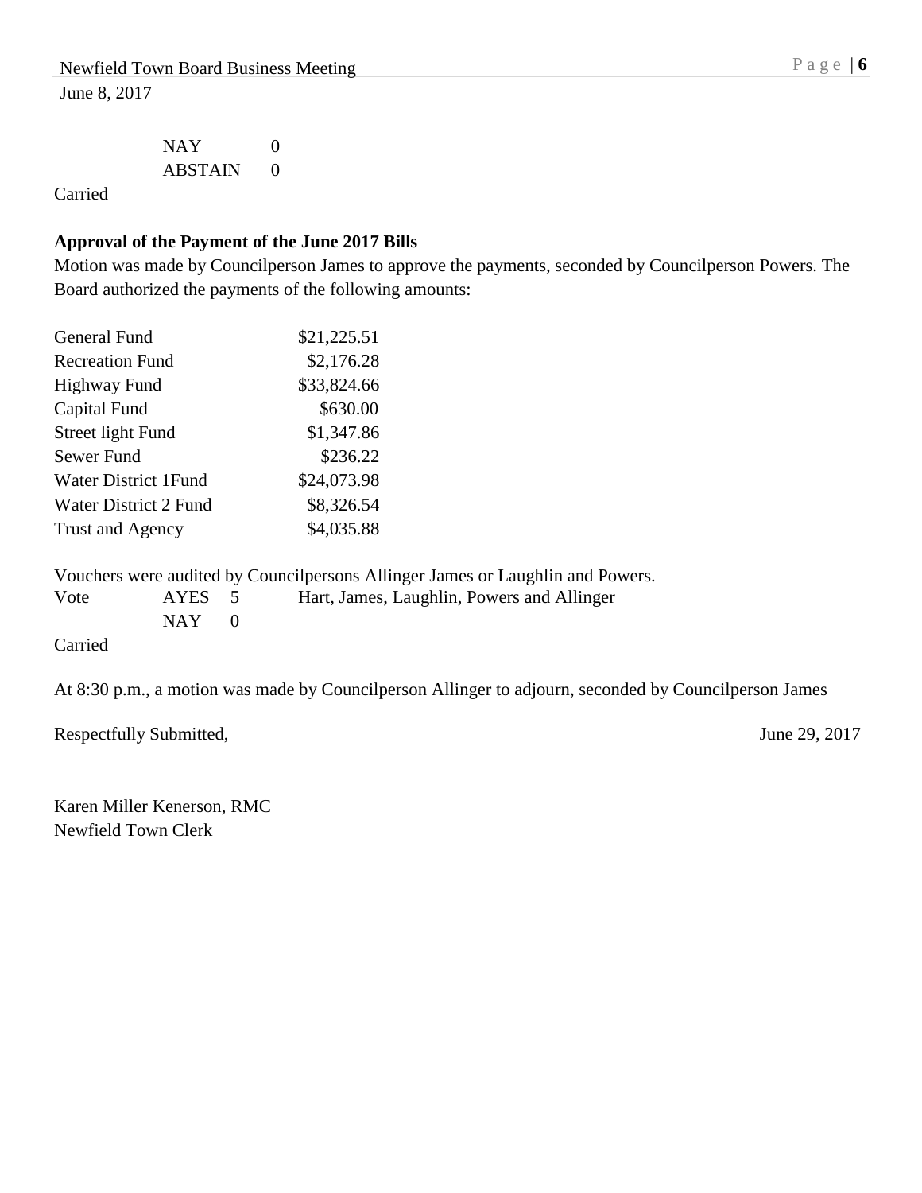NAY 0
ABSTAIN 0

Carried

**Approval of the Payment of the June 2017 Bills**

Motion was made by Councilperson James to approve the payments, seconded by Councilperson Powers. The Board authorized the payments of the following amounts:

| | |
|---|---|
| General Fund | $21,225.51 |
| Recreation Fund | $2,176.28 |
| Highway Fund | $33,824.66 |
| Capital Fund | $630.00 |
| Street light Fund | $1,347.86 |
| Sewer Fund | $236.22 |
| Water District 1Fund | $24,073.98 |
| Water District 2 Fund | $8,326.54 |
| Trust and Agency | $4,035.88 |

Vouchers were audited by Councilpersons Allinger James or Laughlin and Powers.

Vote AYES 5 Hart, James, Laughlin, Powers and Allinger
NAY 0

Carried

At 8:30 p.m., a motion was made by Councilperson Allinger to adjourn, seconded by Councilperson James

Respectfully Submitted, June 29, 2017

Karen Miller Kenerson, RMC
Newfield Town Clerk